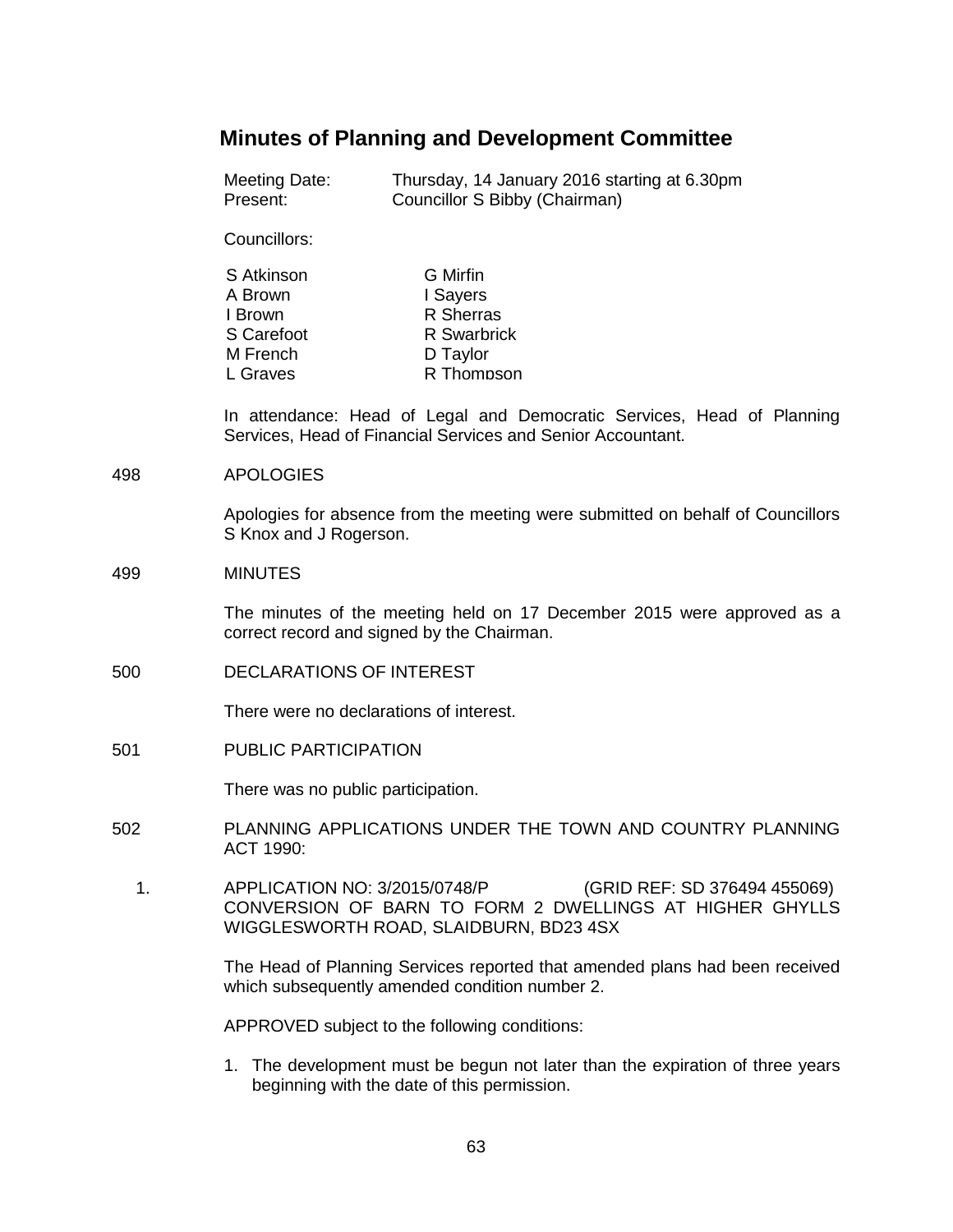# Minutes of Planning and Development Committee

Meeting Date: Thursday, 14 January 2016 starting at 6.30pm
Present: Councillor S Bibby (Chairman)

Councillors:

| | |
|---|---|
| S Atkinson | G Mirfin |
| A Brown | I Sayers |
| I Brown | R Sherras |
| S Carefoot | R Swarbrick |
| M French | D Taylor |
| L Graves | R Thompson |

In attendance: Head of Legal and Democratic Services, Head of Planning Services, Head of Financial Services and Senior Accountant.

498 APOLOGIES

Apologies for absence from the meeting were submitted on behalf of Councillors S Knox and J Rogerson.

499 MINUTES

The minutes of the meeting held on 17 December 2015 were approved as a correct record and signed by the Chairman.

500 DECLARATIONS OF INTEREST

There were no declarations of interest.

501 PUBLIC PARTICIPATION

There was no public participation.

502 PLANNING APPLICATIONS UNDER THE TOWN AND COUNTRY PLANNING ACT 1990:

1. APPLICATION NO: 3/2015/0748/P (GRID REF: SD 376494 455069)
CONVERSION OF BARN TO FORM 2 DWELLINGS AT HIGHER GHYLLS WIGGLESWORTH ROAD, SLAIDBURN, BD23 4SX

The Head of Planning Services reported that amended plans had been received which subsequently amended condition number 2.

APPROVED subject to the following conditions:

1. The development must be begun not later than the expiration of three years beginning with the date of this permission.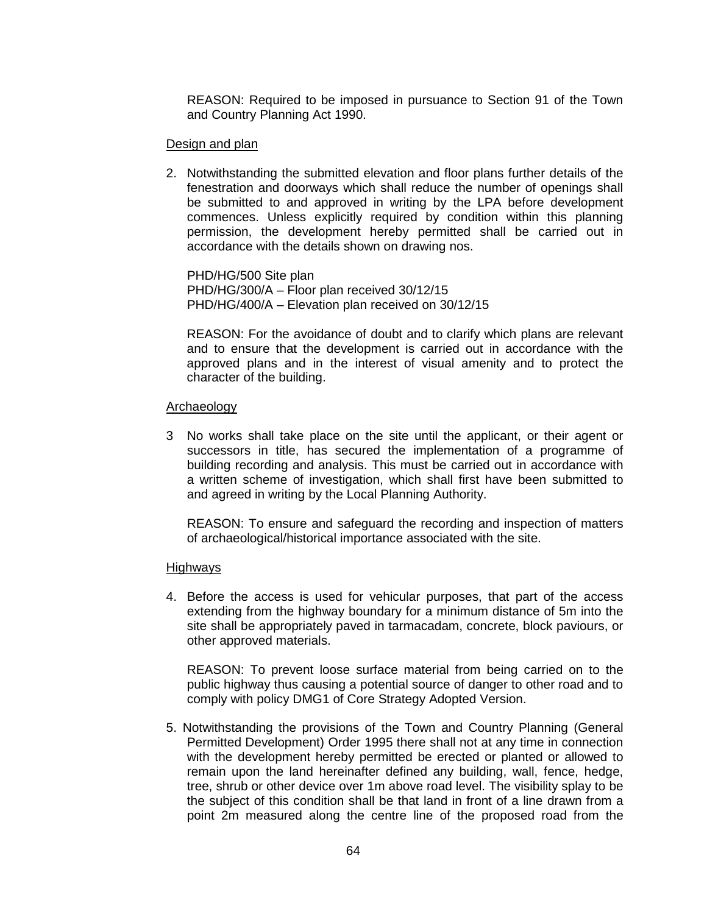REASON: Required to be imposed in pursuance to Section 91 of the Town and Country Planning Act 1990.

Design and plan

2. Notwithstanding the submitted elevation and floor plans further details of the fenestration and doorways which shall reduce the number of openings shall be submitted to and approved in writing by the LPA before development commences. Unless explicitly required by condition within this planning permission, the development hereby permitted shall be carried out in accordance with the details shown on drawing nos.

   PHD/HG/500 Site plan
   PHD/HG/300/A – Floor plan received 30/12/15
   PHD/HG/400/A – Elevation plan received on 30/12/15

   REASON: For the avoidance of doubt and to clarify which plans are relevant and to ensure that the development is carried out in accordance with the approved plans and in the interest of visual amenity and to protect the character of the building.

Archaeology

3 No works shall take place on the site until the applicant, or their agent or successors in title, has secured the implementation of a programme of building recording and analysis. This must be carried out in accordance with a written scheme of investigation, which shall first have been submitted to and agreed in writing by the Local Planning Authority.

   REASON: To ensure and safeguard the recording and inspection of matters of archaeological/historical importance associated with the site.

Highways

4. Before the access is used for vehicular purposes, that part of the access extending from the highway boundary for a minimum distance of 5m into the site shall be appropriately paved in tarmacadam, concrete, block paviours, or other approved materials.

   REASON: To prevent loose surface material from being carried on to the public highway thus causing a potential source of danger to other road and to comply with policy DMG1 of Core Strategy Adopted Version.

5. Notwithstanding the provisions of the Town and Country Planning (General Permitted Development) Order 1995 there shall not at any time in connection with the development hereby permitted be erected or planted or allowed to remain upon the land hereinafter defined any building, wall, fence, hedge, tree, shrub or other device over 1m above road level. The visibility splay to be the subject of this condition shall be that land in front of a line drawn from a point 2m measured along the centre line of the proposed road from the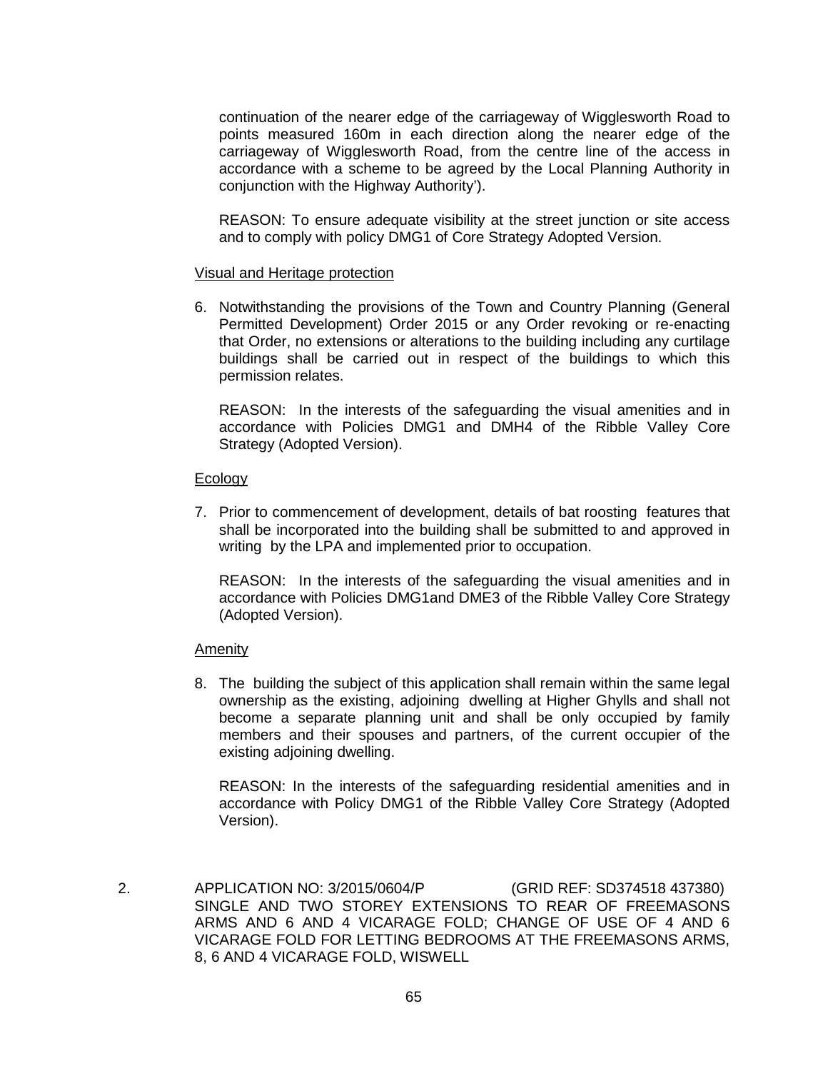continuation of the nearer edge of the carriageway of Wigglesworth Road to points measured 160m in each direction along the nearer edge of the carriageway of Wigglesworth Road, from the centre line of the access in accordance with a scheme to be agreed by the Local Planning Authority in conjunction with the Highway Authority').

REASON: To ensure adequate visibility at the street junction or site access and to comply with policy DMG1 of Core Strategy Adopted Version.

Visual and Heritage protection

6. Notwithstanding the provisions of the Town and Country Planning (General Permitted Development) Order 2015 or any Order revoking or re-enacting that Order, no extensions or alterations to the building including any curtilage buildings shall be carried out in respect of the buildings to which this permission relates.

   REASON: In the interests of the safeguarding the visual amenities and in accordance with Policies DMG1 and DMH4 of the Ribble Valley Core Strategy (Adopted Version).

Ecology

7. Prior to commencement of development, details of bat roosting features that shall be incorporated into the building shall be submitted to and approved in writing by the LPA and implemented prior to occupation.

   REASON: In the interests of the safeguarding the visual amenities and in accordance with Policies DMG1and DME3 of the Ribble Valley Core Strategy (Adopted Version).

Amenity

8. The building the subject of this application shall remain within the same legal ownership as the existing, adjoining dwelling at Higher Ghylls and shall not become a separate planning unit and shall be only occupied by family members and their spouses and partners, of the current occupier of the existing adjoining dwelling.

   REASON: In the interests of the safeguarding residential amenities and in accordance with Policy DMG1 of the Ribble Valley Core Strategy (Adopted Version).

2. APPLICATION NO: 3/2015/0604/P (GRID REF: SD374518 437380)
SINGLE AND TWO STOREY EXTENSIONS TO REAR OF FREEMASONS ARMS AND 6 AND 4 VICARAGE FOLD; CHANGE OF USE OF 4 AND 6 VICARAGE FOLD FOR LETTING BEDROOMS AT THE FREEMASONS ARMS, 8, 6 AND 4 VICARAGE FOLD, WISWELL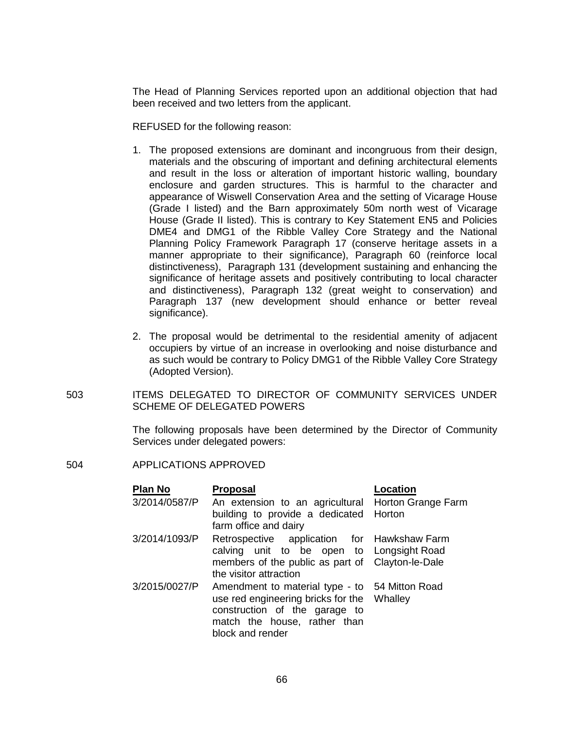The Head of Planning Services reported upon an additional objection that had been received and two letters from the applicant.

REFUSED for the following reason:

1. The proposed extensions are dominant and incongruous from their design, materials and the obscuring of important and defining architectural elements and result in the loss or alteration of important historic walling, boundary enclosure and garden structures. This is harmful to the character and appearance of Wiswell Conservation Area and the setting of Vicarage House (Grade I listed) and the Barn approximately 50m north west of Vicarage House (Grade II listed). This is contrary to Key Statement EN5 and Policies DME4 and DMG1 of the Ribble Valley Core Strategy and the National Planning Policy Framework Paragraph 17 (conserve heritage assets in a manner appropriate to their significance), Paragraph 60 (reinforce local distinctiveness), Paragraph 131 (development sustaining and enhancing the significance of heritage assets and positively contributing to local character and distinctiveness), Paragraph 132 (great weight to conservation) and Paragraph 137 (new development should enhance or better reveal significance).

2. The proposal would be detrimental to the residential amenity of adjacent occupiers by virtue of an increase in overlooking and noise disturbance and as such would be contrary to Policy DMG1 of the Ribble Valley Core Strategy (Adopted Version).

503 ITEMS DELEGATED TO DIRECTOR OF COMMUNITY SERVICES UNDER SCHEME OF DELEGATED POWERS

The following proposals have been determined by the Director of Community Services under delegated powers:

504 APPLICATIONS APPROVED

| **Plan No** | **Proposal** | **Location** |
|---|---|---|
| 3/2014/0587/P | An extension to an agricultural building to provide a dedicated farm office and dairy | Horton Grange Farm Horton |
| 3/2014/1093/P | Retrospective application for calving unit to be open to members of the public as part of the visitor attraction | Hawkshaw Farm Longsight Road Clayton-le-Dale |
| 3/2015/0027/P | Amendment to material type - to use red engineering bricks for the construction of the garage to match the house, rather than block and render | 54 Mitton Road Whalley |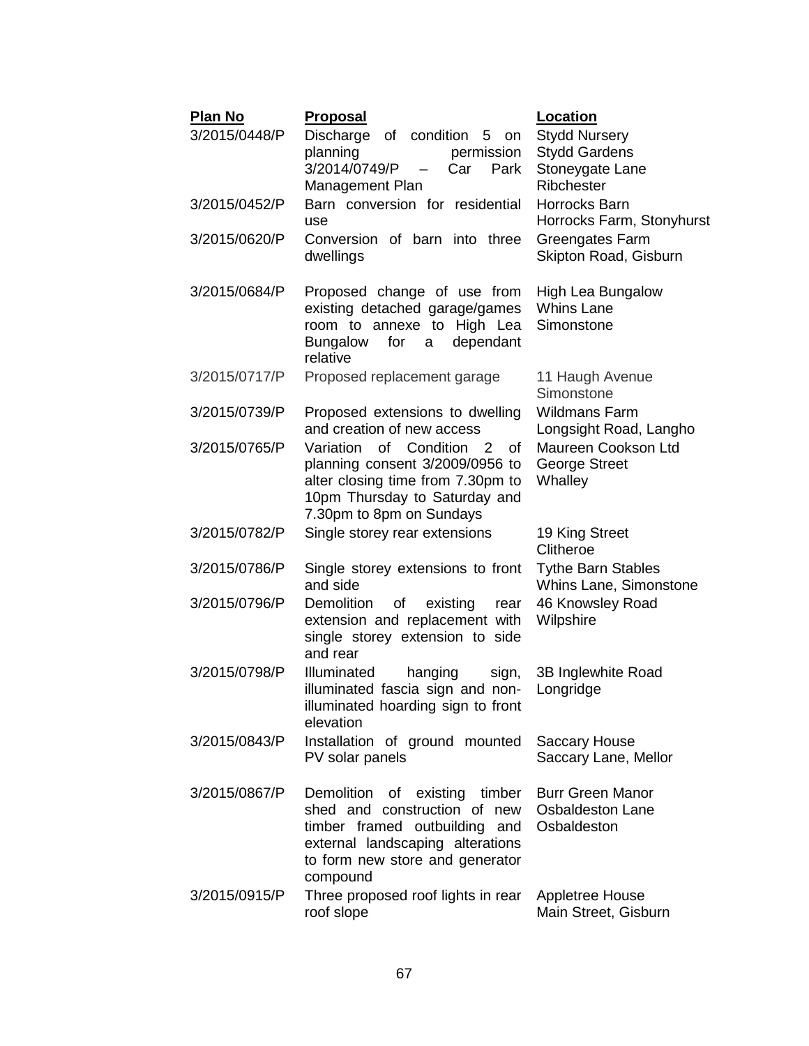| Plan No | Proposal | Location |
| --- | --- | --- |
| 3/2015/0448/P | Discharge of condition 5 on planning permission 3/2014/0749/P – Car Park Management Plan | Stydd Nursery Stydd Gardens Stoneygate Lane Ribchester |
| 3/2015/0452/P | Barn conversion for residential use | Horrocks Barn Horrocks Farm, Stonyhurst |
| 3/2015/0620/P | Conversion of barn into three dwellings | Greengates Farm Skipton Road, Gisburn |
| 3/2015/0684/P | Proposed change of use from existing detached garage/games room to annexe to High Lea Bungalow for a dependant relative | High Lea Bungalow Whins Lane Simonstone |
| 3/2015/0717/P | Proposed replacement garage | 11 Haugh Avenue Simonstone |
| 3/2015/0739/P | Proposed extensions to dwelling and creation of new access | Wildmans Farm Longsight Road, Langho |
| 3/2015/0765/P | Variation of Condition 2 of planning consent 3/2009/0956 to alter closing time from 7.30pm to 10pm Thursday to Saturday and 7.30pm to 8pm on Sundays | Maureen Cookson Ltd George Street Whalley |
| 3/2015/0782/P | Single storey rear extensions | 19 King Street Clitheroe |
| 3/2015/0786/P | Single storey extensions to front and side | Tythe Barn Stables Whins Lane, Simonstone |
| 3/2015/0796/P | Demolition of existing rear extension and replacement with single storey extension to side and rear | 46 Knowsley Road Wilpshire |
| 3/2015/0798/P | Illuminated hanging sign, illuminated fascia sign and non-illuminated hoarding sign to front elevation | 3B Inglewhite Road Longridge |
| 3/2015/0843/P | Installation of ground mounted PV solar panels | Saccary House Saccary Lane, Mellor |
| 3/2015/0867/P | Demolition of existing timber shed and construction of new timber framed outbuilding and external landscaping alterations to form new store and generator compound | Burr Green Manor Osbaldeston Lane Osbaldeston |
| 3/2015/0915/P | Three proposed roof lights in rear roof slope | Appletree House Main Street, Gisburn |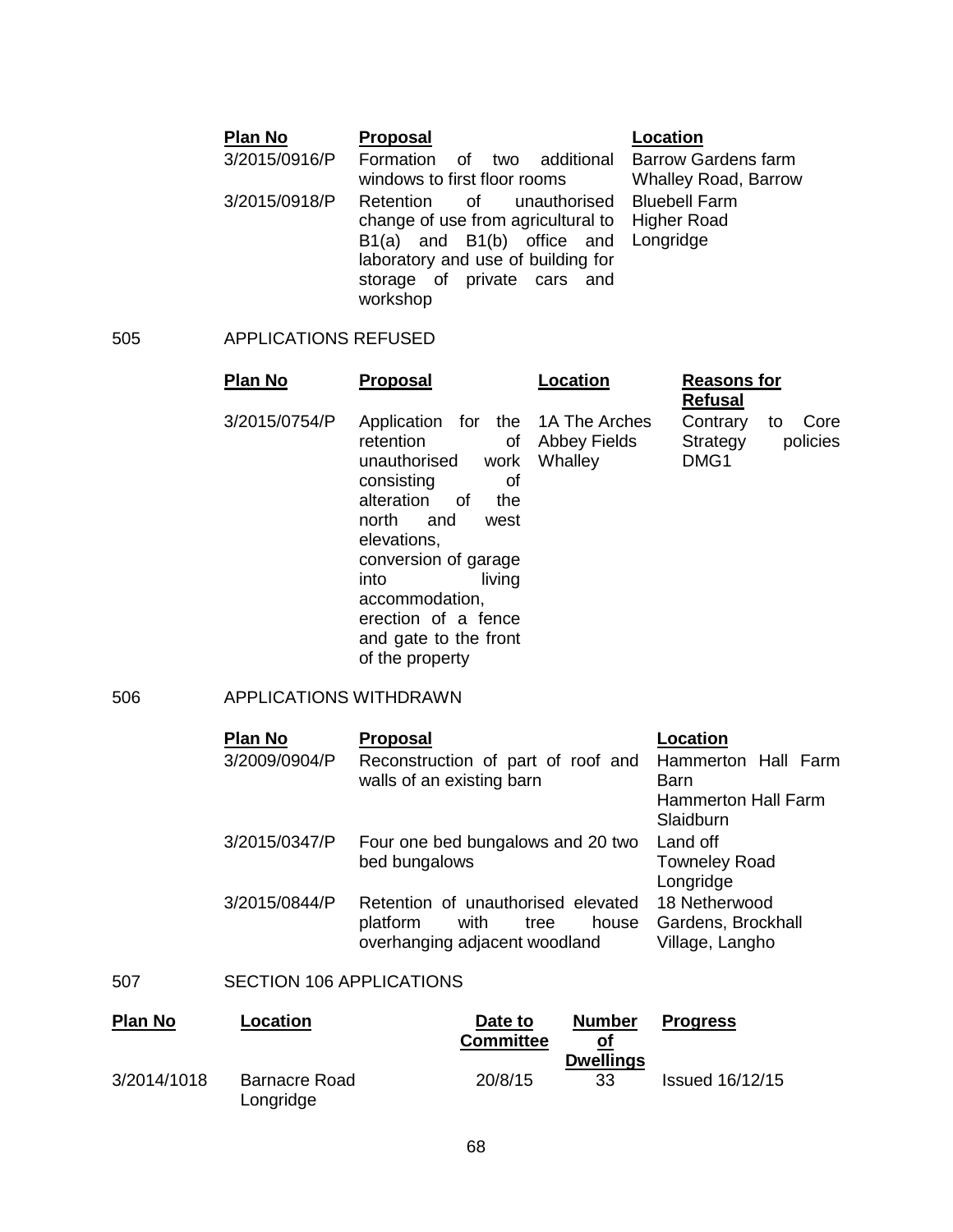| Plan No | Proposal | Location |
|---|---|---|
| 3/2015/0916/P | Formation of two additional windows to first floor rooms | Barrow Gardens farm Whalley Road, Barrow |
| 3/2015/0918/P | Retention of unauthorised change of use from agricultural to B1(a) and B1(b) office and laboratory and use of building for storage of private cars and workshop | Bluebell Farm Higher Road Longridge |

505 APPLICATIONS REFUSED

| Plan No | Proposal | Location | Reasons for Refusal |
|---|---|---|---|
| 3/2015/0754/P | Application for the retention of unauthorised work consisting of alteration of the north and west elevations, conversion of garage into living accommodation, erection of a fence and gate to the front of the property | 1A The Arches Abbey Fields Whalley | Contrary to Core Strategy policies DMG1 |

506 APPLICATIONS WITHDRAWN

| Plan No | Proposal | Location |
|---|---|---|
| 3/2009/0904/P | Reconstruction of part of roof and walls of an existing barn | Hammerton Hall Farm Barn Hammerton Hall Farm Slaidburn |
| 3/2015/0347/P | Four one bed bungalows and 20 two bed bungalows | Land off Towneley Road Longridge |
| 3/2015/0844/P | Retention of unauthorised elevated platform with tree house overhanging adjacent woodland | 18 Netherwood Gardens, Brockhall Village, Langho |

507 SECTION 106 APPLICATIONS

| Plan No | Location | Date to Committee | Number of Dwellings | Progress |
|---|---|---|---|---|
| 3/2014/1018 | Barnacre Road Longridge | 20/8/15 | 33 | Issued 16/12/15 |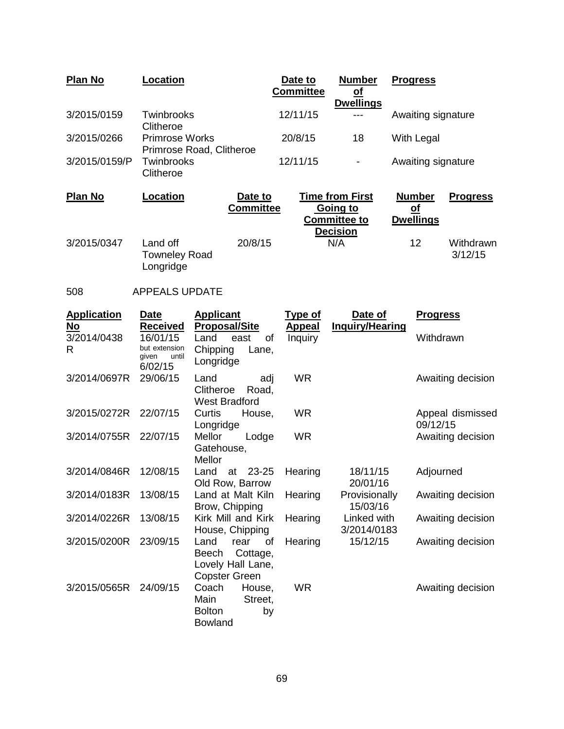| Plan No | Location | Date to Committee | Number of Dwellings | Progress |
|---|---|---|---|---|
| 3/2015/0159 | Twinbrooks Clitheroe | 12/11/15 | --- | Awaiting signature |
| 3/2015/0266 | Primrose Works Primrose Road, Clitheroe | 20/8/15 | 18 | With Legal |
| 3/2015/0159/P | Twinbrooks Clitheroe | 12/11/15 | - | Awaiting signature |

| Plan No | Location | Date to Committee | Time from First Going to Committee to Decision | Number of Dwellings | Progress |
|---|---|---|---|---|---|
| 3/2015/0347 | Land off Towneley Road Longridge | 20/8/15 | N/A | 12 | Withdrawn 3/12/15 |

508 APPEALS UPDATE

| Application No | Date Received | Applicant Proposal/Site | Type of Appeal | Date of Inquiry/Hearing | Progress |
|---|---|---|---|---|---|
| 3/2014/0438 R | 16/01/15 but extension given until 6/02/15 | Land east of Chipping Lane, Longridge | Inquiry | | Withdrawn |
| 3/2014/0697R | 29/06/15 | Land adj Clitheroe Road, West Bradford | WR | | Awaiting decision |
| 3/2015/0272R | 22/07/15 | Curtis House, Longridge | WR | | Appeal dismissed 09/12/15 |
| 3/2014/0755R | 22/07/15 | Mellor Lodge Gatehouse, Mellor | WR | | Awaiting decision |
| 3/2014/0846R | 12/08/15 | Land at 23-25 Old Row, Barrow | Hearing | 18/11/15 20/01/16 | Adjourned |
| 3/2014/0183R | 13/08/15 | Land at Malt Kiln Brow, Chipping | Hearing | Provisionally 15/03/16 | Awaiting decision |
| 3/2014/0226R | 13/08/15 | Kirk Mill and Kirk House, Chipping | Hearing | Linked with 3/2014/0183 | Awaiting decision |
| 3/2015/0200R | 23/09/15 | Land rear of Beech Cottage, Lovely Hall Lane, Copster Green | Hearing | 15/12/15 | Awaiting decision |
| 3/2015/0565R | 24/09/15 | Coach House, Main Street, Bolton by Bowland | WR | | Awaiting decision |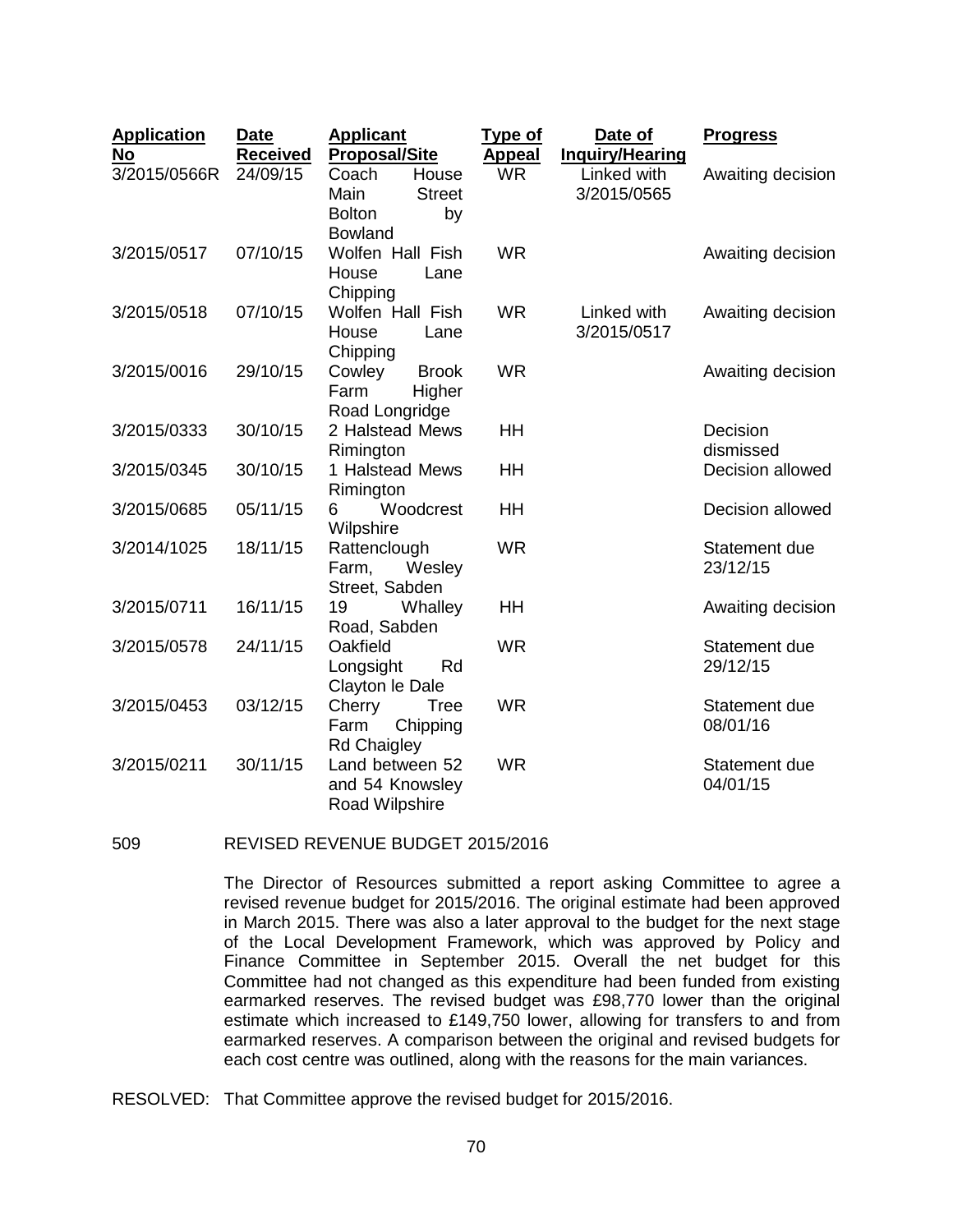| Application No | Date Received | Applicant Proposal/Site | Type of Appeal | Date of Inquiry/Hearing | Progress |
|---|---|---|---|---|---|
| 3/2015/0566R | 24/09/15 | Coach House Main Street Bolton by Bowland | WR | Linked with 3/2015/0565 | Awaiting decision |
| 3/2015/0517 | 07/10/15 | Wolfen Hall Fish House Lane Chipping | WR | | Awaiting decision |
| 3/2015/0518 | 07/10/15 | Wolfen Hall Fish House Lane Chipping | WR | Linked with 3/2015/0517 | Awaiting decision |
| 3/2015/0016 | 29/10/15 | Cowley Brook Farm Higher Road Longridge | WR | | Awaiting decision |
| 3/2015/0333 | 30/10/15 | 2 Halstead Mews Rimington | HH | | Decision dismissed |
| 3/2015/0345 | 30/10/15 | 1 Halstead Mews Rimington | HH | | Decision allowed |
| 3/2015/0685 | 05/11/15 | 6 Woodcrest Wilpshire | HH | | Decision allowed |
| 3/2014/1025 | 18/11/15 | Rattenclough Farm, Wesley Street, Sabden | WR | | Statement due 23/12/15 |
| 3/2015/0711 | 16/11/15 | 19 Whalley Road, Sabden | HH | | Awaiting decision |
| 3/2015/0578 | 24/11/15 | Oakfield Longsight Rd Clayton le Dale | WR | | Statement due 29/12/15 |
| 3/2015/0453 | 03/12/15 | Cherry Tree Farm Chipping Rd Chaigley | WR | | Statement due 08/01/16 |
| 3/2015/0211 | 30/11/15 | Land between 52 and 54 Knowsley Road Wilpshire | WR | | Statement due 04/01/15 |

509 REVISED REVENUE BUDGET 2015/2016

The Director of Resources submitted a report asking Committee to agree a revised revenue budget for 2015/2016. The original estimate had been approved in March 2015. There was also a later approval to the budget for the next stage of the Local Development Framework, which was approved by Policy and Finance Committee in September 2015. Overall the net budget for this Committee had not changed as this expenditure had been funded from existing earmarked reserves. The revised budget was £98,770 lower than the original estimate which increased to £149,750 lower, allowing for transfers to and from earmarked reserves. A comparison between the original and revised budgets for each cost centre was outlined, along with the reasons for the main variances.

RESOLVED: That Committee approve the revised budget for 2015/2016.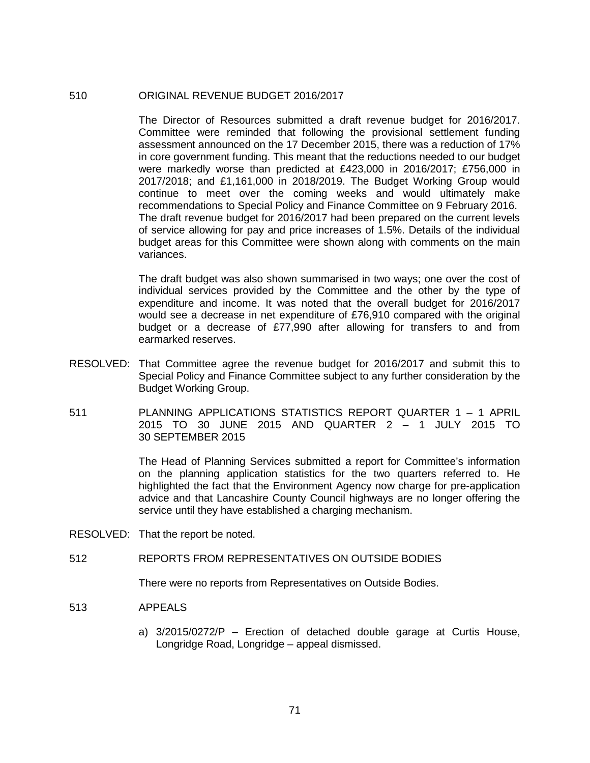510 ORIGINAL REVENUE BUDGET 2016/2017

The Director of Resources submitted a draft revenue budget for 2016/2017. Committee were reminded that following the provisional settlement funding assessment announced on the 17 December 2015, there was a reduction of 17% in core government funding. This meant that the reductions needed to our budget were markedly worse than predicted at £423,000 in 2016/2017; £756,000 in 2017/2018; and £1,161,000 in 2018/2019. The Budget Working Group would continue to meet over the coming weeks and would ultimately make recommendations to Special Policy and Finance Committee on 9 February 2016. The draft revenue budget for 2016/2017 had been prepared on the current levels of service allowing for pay and price increases of 1.5%. Details of the individual budget areas for this Committee were shown along with comments on the main variances.

The draft budget was also shown summarised in two ways; one over the cost of individual services provided by the Committee and the other by the type of expenditure and income. It was noted that the overall budget for 2016/2017 would see a decrease in net expenditure of £76,910 compared with the original budget or a decrease of £77,990 after allowing for transfers to and from earmarked reserves.

RESOLVED: That Committee agree the revenue budget for 2016/2017 and submit this to Special Policy and Finance Committee subject to any further consideration by the Budget Working Group.

511 PLANNING APPLICATIONS STATISTICS REPORT QUARTER 1 – 1 APRIL 2015 TO 30 JUNE 2015 AND QUARTER 2 – 1 JULY 2015 TO 30 SEPTEMBER 2015

The Head of Planning Services submitted a report for Committee's information on the planning application statistics for the two quarters referred to. He highlighted the fact that the Environment Agency now charge for pre-application advice and that Lancashire County Council highways are no longer offering the service until they have established a charging mechanism.

RESOLVED: That the report be noted.

512 REPORTS FROM REPRESENTATIVES ON OUTSIDE BODIES

There were no reports from Representatives on Outside Bodies.

513 APPEALS

a) 3/2015/0272/P – Erection of detached double garage at Curtis House, Longridge Road, Longridge – appeal dismissed.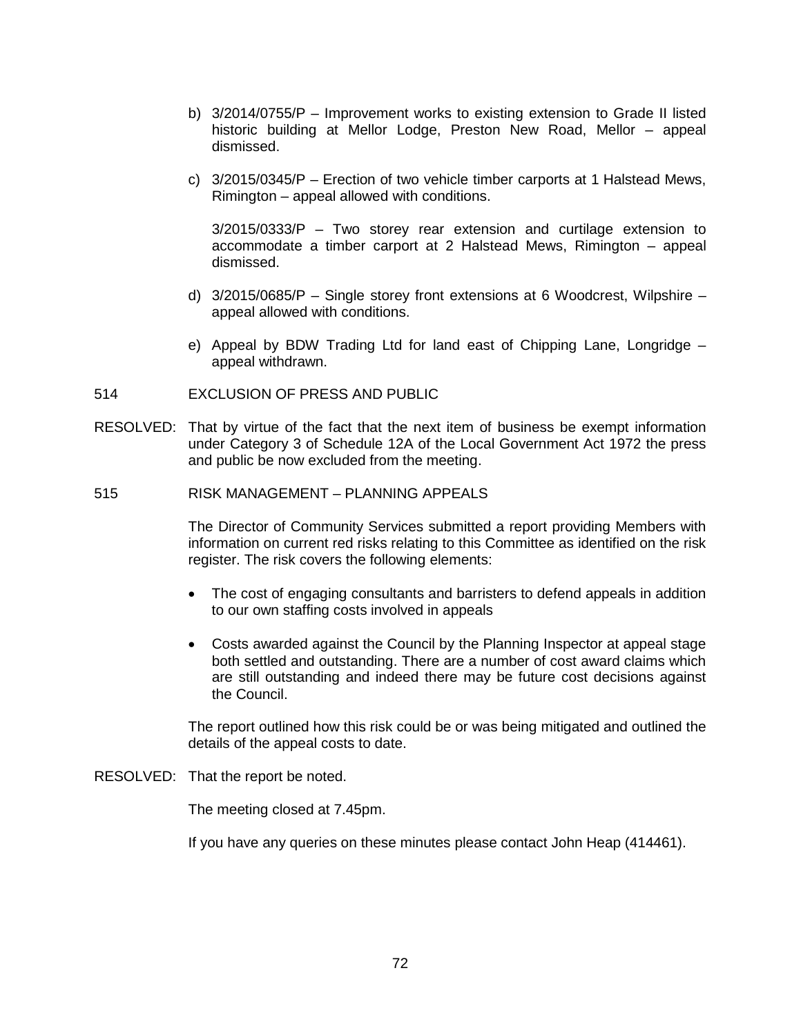b) 3/2014/0755/P – Improvement works to existing extension to Grade II listed historic building at Mellor Lodge, Preston New Road, Mellor – appeal dismissed.

c) 3/2015/0345/P – Erection of two vehicle timber carports at 1 Halstead Mews, Rimington – appeal allowed with conditions.

   3/2015/0333/P – Two storey rear extension and curtilage extension to accommodate a timber carport at 2 Halstead Mews, Rimington – appeal dismissed.

d) 3/2015/0685/P – Single storey front extensions at 6 Woodcrest, Wilpshire – appeal allowed with conditions.

e) Appeal by BDW Trading Ltd for land east of Chipping Lane, Longridge – appeal withdrawn.

514 EXCLUSION OF PRESS AND PUBLIC

RESOLVED: That by virtue of the fact that the next item of business be exempt information under Category 3 of Schedule 12A of the Local Government Act 1972 the press and public be now excluded from the meeting.

515 RISK MANAGEMENT – PLANNING APPEALS

The Director of Community Services submitted a report providing Members with information on current red risks relating to this Committee as identified on the risk register. The risk covers the following elements:

- The cost of engaging consultants and barristers to defend appeals in addition to our own staffing costs involved in appeals
- Costs awarded against the Council by the Planning Inspector at appeal stage both settled and outstanding. There are a number of cost award claims which are still outstanding and indeed there may be future cost decisions against the Council.

The report outlined how this risk could be or was being mitigated and outlined the details of the appeal costs to date.

RESOLVED: That the report be noted.

The meeting closed at 7.45pm.

If you have any queries on these minutes please contact John Heap (414461).